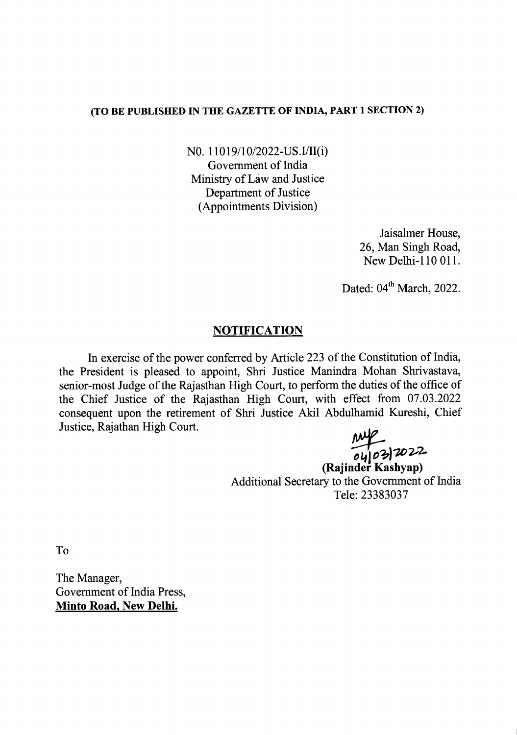**(TO BE PUBLISHED IN THE GAZETTE OF INDIA, PART 1 SECTION 2)**

N0. 11019/10/2022-US.I/II(i)
Government of India
Ministry of Law and Justice
Department of Justice
(Appointments Division)

Jaisalmer House,
26, Man Singh Road,
New Delhi-110 011.

Dated: 04th March, 2022.

## NOTIFICATION

In exercise of the power conferred by Article 223 of the Constitution of India, the President is pleased to appoint, Shri Justice Manindra Mohan Shrivastava, senior-most Judge of the Rajasthan High Court, to perform the duties of the office of the Chief Justice of the Rajasthan High Court, with effect from 07.03.2022 consequent upon the retirement of Shri Justice Akil Abdulhamid Kureshi, Chief Justice, Rajathan High Court.

04/03/2022
**(Rajinder Kashyap)**
Additional Secretary to the Government of India
Tele: 23383037

To

The Manager,
Government of India Press,
**Minto Road, New Delhi.**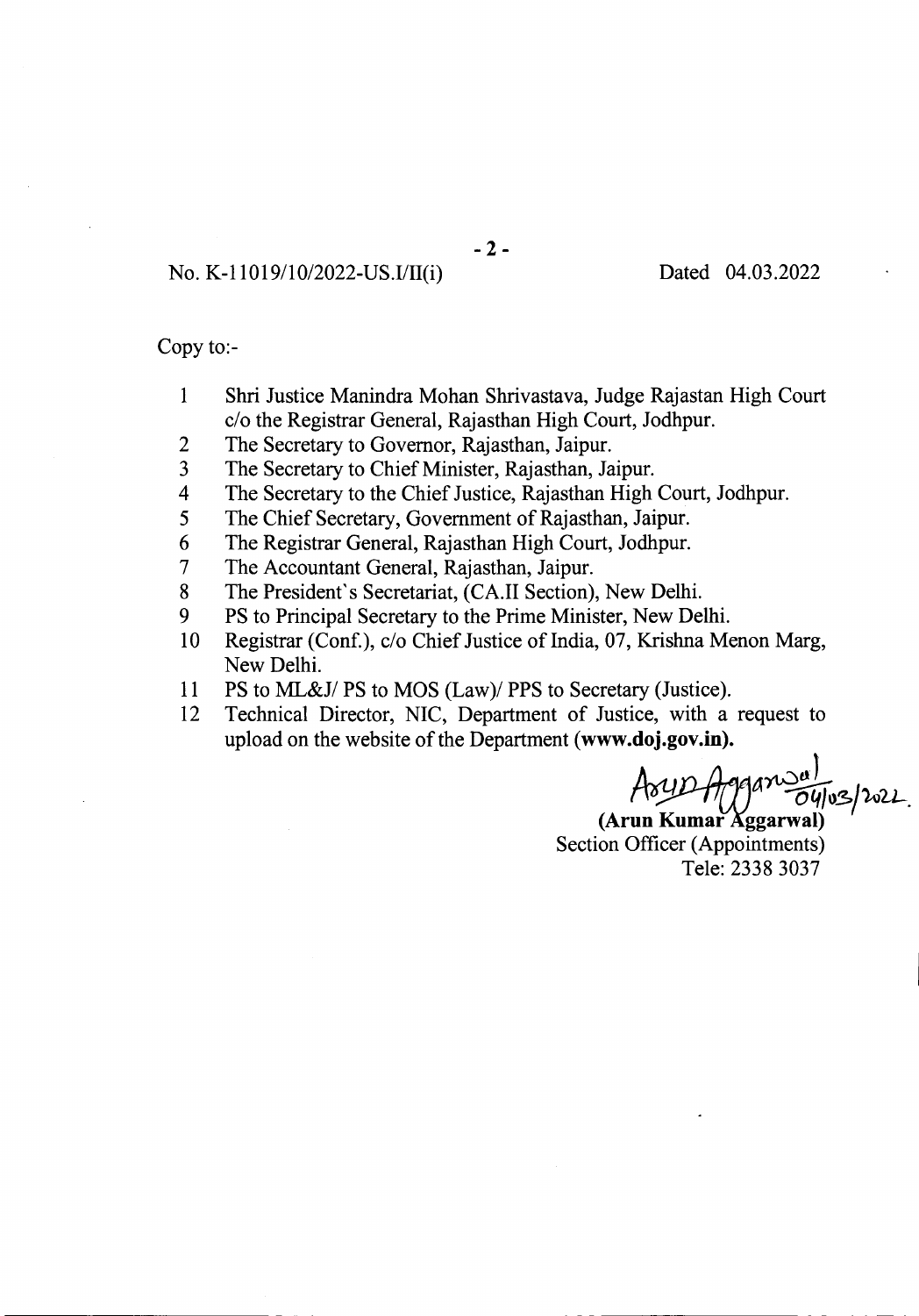No. K-11019/10/2022-US.I/II(i) Dated 04.03.2022

Copy to:-

1. Shri Justice Manindra Mohan Shrivastava, Judge Rajastan High Court c/o the Registrar General, Rajasthan High Court, Jodhpur.
2. The Secretary to Governor, Rajasthan, Jaipur.
3. The Secretary to Chief Minister, Rajasthan, Jaipur.
4. The Secretary to the Chief Justice, Rajasthan High Court, Jodhpur.
5. The Chief Secretary, Government of Rajasthan, Jaipur.
6. The Registrar General, Rajasthan High Court, Jodhpur.
7. The Accountant General, Rajasthan, Jaipur.
8. The President's Secretariat, (CA.II Section), New Delhi.
9. PS to Principal Secretary to the Prime Minister, New Delhi.
10. Registrar (Conf.), c/o Chief Justice of India, 07, Krishna Menon Marg, New Delhi.
11. PS to ML&J/ PS to MOS (Law)/ PPS to Secretary (Justice).
12. Technical Director, NIC, Department of Justice, with a request to upload on the website of the Department (**www.doj.gov.in**).

Arun Aggarwal 04/03/2022

**(Arun Kumar Aggarwal)**
Section Officer (Appointments)
Tele: 2338 3037